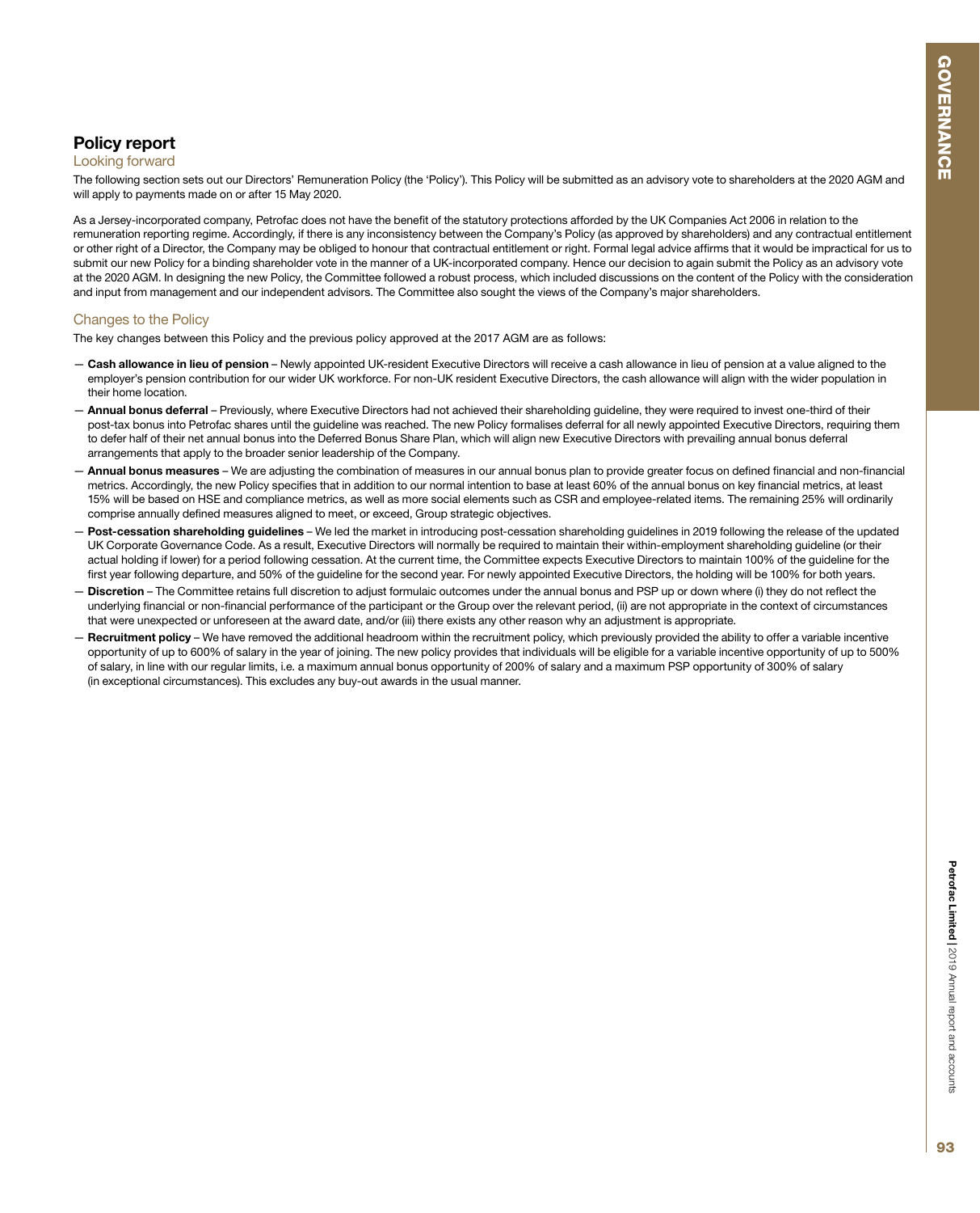## Policy report

### Looking forward

The following section sets out our Directors' Remuneration Policy (the 'Policy'). This Policy will be submitted as an advisory vote to shareholders at the 2020 AGM and will apply to payments made on or after 15 May 2020.

As a Jersey-incorporated company, Petrofac does not have the benefit of the statutory protections afforded by the UK Companies Act 2006 in relation to the remuneration reporting regime. Accordingly, if there is any inconsistency between the Company's Policy (as approved by shareholders) and any contractual entitlement or other right of a Director, the Company may be obliged to honour that contractual entitlement or right. Formal legal advice affirms that it would be impractical for us to submit our new Policy for a binding shareholder vote in the manner of a UK-incorporated company. Hence our decision to again submit the Policy as an advisory vote at the 2020 AGM. In designing the new Policy, the Committee followed a robust process, which included discussions on the content of the Policy with the consideration and input from management and our independent advisors. The Committee also sought the views of the Company's major shareholders.

### Changes to the Policy

The key changes between this Policy and the previous policy approved at the 2017 AGM are as follows:

- **Cash allowance in lieu of pension** – Newly appointed UK-resident Executive Directors will receive a cash allowance in lieu of pension at a value aligned to the employer's pension contribution for our wider UK workforce. For non-UK resident Executive Directors, the cash allowance will align with the wider population in their home location.
- **Annual bonus deferral** – Previously, where Executive Directors had not achieved their shareholding guideline, they were required to invest one-third of their post-tax bonus into Petrofac shares until the guideline was reached. The new Policy formalises deferral for all newly appointed Executive Directors, requiring them to defer half of their net annual bonus into the Deferred Bonus Share Plan, which will align new Executive Directors with prevailing annual bonus deferral arrangements that apply to the broader senior leadership of the Company.
- **Annual bonus measures** – We are adjusting the combination of measures in our annual bonus plan to provide greater focus on defined financial and non-financial metrics. Accordingly, the new Policy specifies that in addition to our normal intention to base at least 60% of the annual bonus on key financial metrics, at least 15% will be based on HSE and compliance metrics, as well as more social elements such as CSR and employee-related items. The remaining 25% will ordinarily comprise annually defined measures aligned to meet, or exceed, Group strategic objectives.
- **Post-cessation shareholding guidelines** – We led the market in introducing post-cessation shareholding guidelines in 2019 following the release of the updated UK Corporate Governance Code. As a result, Executive Directors will normally be required to maintain their within-employment shareholding guideline (or their actual holding if lower) for a period following cessation. At the current time, the Committee expects Executive Directors to maintain 100% of the guideline for the first year following departure, and 50% of the guideline for the second year. For newly appointed Executive Directors, the holding will be 100% for both years.
- **Discretion** – The Committee retains full discretion to adjust formulaic outcomes under the annual bonus and PSP up or down where (i) they do not reflect the underlying financial or non-financial performance of the participant or the Group over the relevant period, (ii) are not appropriate in the context of circumstances that were unexpected or unforeseen at the award date, and/or (iii) there exists any other reason why an adjustment is appropriate.
- **Recruitment policy** – We have removed the additional headroom within the recruitment policy, which previously provided the ability to offer a variable incentive opportunity of up to 600% of salary in the year of joining. The new policy provides that individuals will be eligible for a variable incentive opportunity of up to 500% of salary, in line with our regular limits, i.e. a maximum annual bonus opportunity of 200% of salary and a maximum PSP opportunity of 300% of salary (in exceptional circumstances). This excludes any buy-out awards in the usual manner.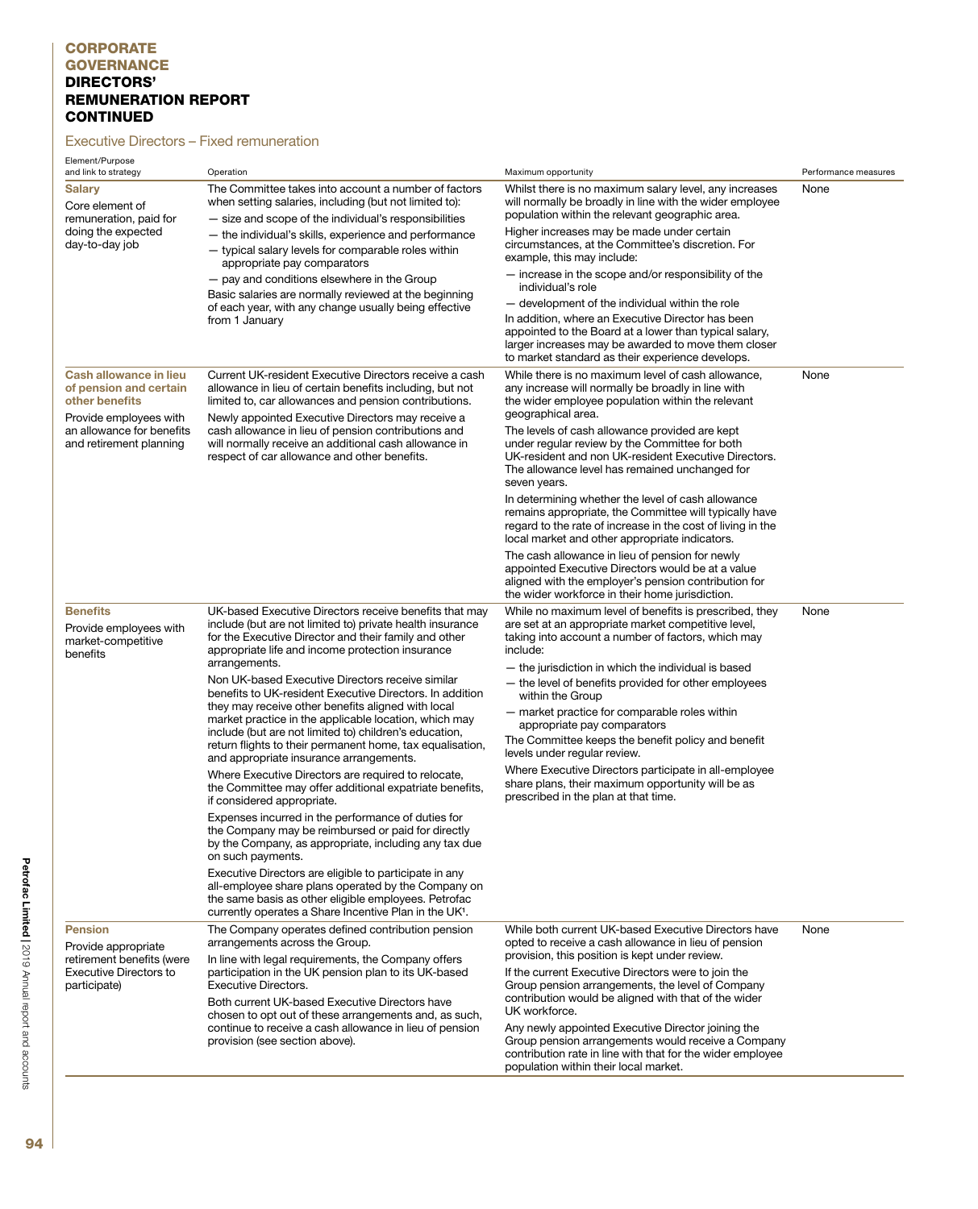# CORPORATE GOVERNANCE
# DIRECTORS' REMUNERATION REPORT CONTINUED

## Executive Directors – Fixed remuneration

| Element/Purpose and link to strategy | Operation | Maximum opportunity | Performance measures |
|---|---|---|---|
| **Salary**<br>Core element of remuneration, paid for doing the expected day-to-day job | The Committee takes into account a number of factors when setting salaries, including (but not limited to):<br>— size and scope of the individual's responsibilities<br>— the individual's skills, experience and performance<br>— typical salary levels for comparable roles within appropriate pay comparators<br>— pay and conditions elsewhere in the Group<br>Basic salaries are normally reviewed at the beginning of each year, with any change usually being effective from 1 January | Whilst there is no maximum salary level, any increases will normally be broadly in line with the wider employee population within the relevant geographic area.<br>Higher increases may be made under certain circumstances, at the Committee's discretion. For example, this may include:<br>— increase in the scope and/or responsibility of the individual's role<br>— development of the individual within the role<br>In addition, where an Executive Director has been appointed to the Board at a lower than typical salary, larger increases may be awarded to move them closer to market standard as their experience develops. | None |
| **Cash allowance in lieu of pension and certain other benefits**<br>Provide employees with an allowance for benefits and retirement planning | Current UK-resident Executive Directors receive a cash allowance in lieu of certain benefits including, but not limited to, car allowances and pension contributions.<br>Newly appointed Executive Directors may receive a cash allowance in lieu of pension contributions and will normally receive an additional cash allowance in respect of car allowance and other benefits. | While there is no maximum level of cash allowance, any increase will normally be broadly in line with the wider employee population within the relevant geographical area.<br>The levels of cash allowance provided are kept under regular review by the Committee for both UK-resident and non UK-resident Executive Directors. The allowance level has remained unchanged for seven years.<br>In determining whether the level of cash allowance remains appropriate, the Committee will typically have regard to the rate of increase in the cost of living in the local market and other appropriate indicators.<br>The cash allowance in lieu of pension for newly appointed Executive Directors would be at a value aligned with the employer's pension contribution for the wider workforce in their home jurisdiction. | None |
| **Benefits**<br>Provide employees with market-competitive benefits | UK-based Executive Directors receive benefits that may include (but are not limited to) private health insurance for the Executive Director and their family and other appropriate life and income protection insurance arrangements.<br>Non UK-based Executive Directors receive similar benefits to UK-resident Executive Directors. In addition they may receive other benefits aligned with local market practice in the applicable location, which may include (but are not limited to) children's education, return flights to their permanent home, tax equalisation, and appropriate insurance arrangements.<br>Where Executive Directors are required to relocate, the Committee may offer additional expatriate benefits, if considered appropriate.<br>Expenses incurred in the performance of duties for the Company may be reimbursed or paid for directly by the Company, as appropriate, including any tax due on such payments.<br>Executive Directors are eligible to participate in any all-employee share plans operated by the Company on the same basis as other eligible employees. Petrofac currently operates a Share Incentive Plan in the UK[1]. | While no maximum level of benefits is prescribed, they are set at an appropriate market competitive level, taking into account a number of factors, which may include:<br>— the jurisdiction in which the individual is based<br>— the level of benefits provided for other employees within the Group<br>— market practice for comparable roles within appropriate pay comparators<br>The Committee keeps the benefit policy and benefit levels under regular review.<br>Where Executive Directors participate in all-employee share plans, their maximum opportunity will be as prescribed in the plan at that time. | None |
| **Pension**<br>Provide appropriate retirement benefits (were Executive Directors to participate) | The Company operates defined contribution pension arrangements across the Group.<br>In line with legal requirements, the Company offers participation in the UK pension plan to its UK-based Executive Directors.<br>Both current UK-based Executive Directors have chosen to opt out of these arrangements and, as such, continue to receive a cash allowance in lieu of pension provision (see section above). | While both current UK-based Executive Directors have opted to receive a cash allowance in lieu of pension provision, this position is kept under review.<br>If the current Executive Directors were to join the Group pension arrangements, the level of Company contribution would be aligned with that of the wider UK workforce.<br>Any newly appointed Executive Director joining the Group pension arrangements would receive a Company contribution rate in line with that for the wider employee population within their local market. | None |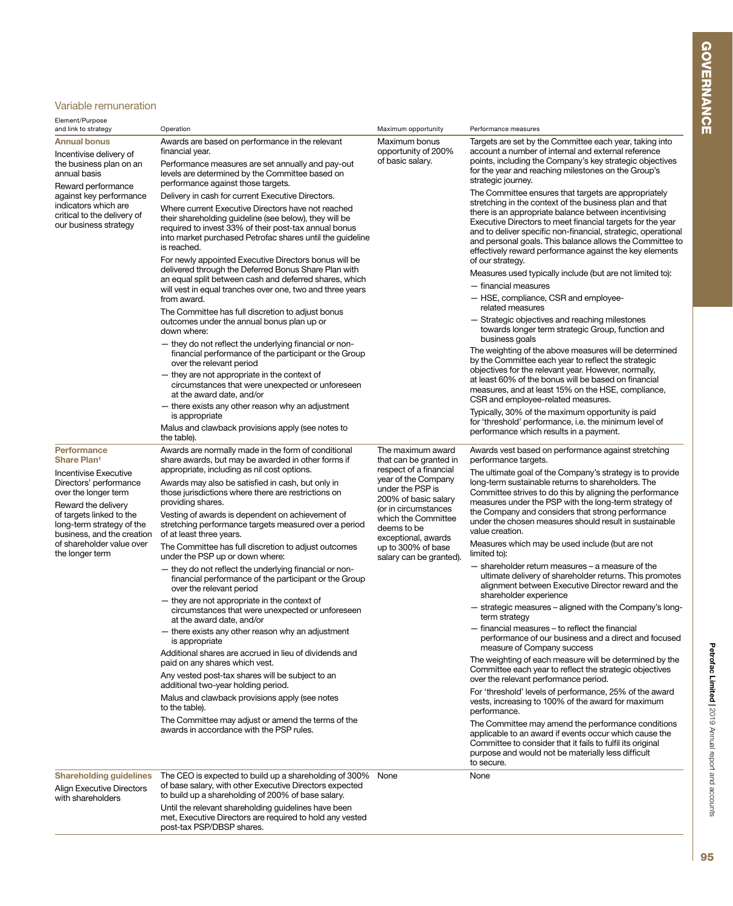## Variable remuneration

| Element/Purpose and link to strategy | Operation | Maximum opportunity | Performance measures |
|---|---|---|---|
| **Annual bonus**<br><br>Incentivise delivery of the business plan on an annual basis<br><br>Reward performance against key performance indicators which are critical to the delivery of our business strategy | Awards are based on performance in the relevant financial year.<br><br>Performance measures are set annually and pay-out levels are determined by the Committee based on performance against those targets.<br><br>Delivery in cash for current Executive Directors.<br><br>Where current Executive Directors have not reached their shareholding guideline (see below), they will be required to invest 33% of their post-tax annual bonus into market purchased Petrofac shares until the guideline is reached.<br><br>For newly appointed Executive Directors bonus will be delivered through the Deferred Bonus Share Plan with an equal split between cash and deferred shares, which will vest in equal tranches over one, two and three years from award.<br><br>The Committee has full discretion to adjust bonus outcomes under the annual bonus plan up or down where:<br>— they do not reflect the underlying financial or non-financial performance of the participant or the Group over the relevant period<br>— they are not appropriate in the context of circumstances that were unexpected or unforeseen at the award date, and/or<br>— there exists any other reason why an adjustment is appropriate<br><br>Malus and clawback provisions apply (see notes to the table). | Maximum bonus opportunity of 200% of basic salary. | Targets are set by the Committee each year, taking into account a number of internal and external reference points, including the Company's key strategic objectives for the year and reaching milestones on the Group's strategic journey.<br><br>The Committee ensures that targets are appropriately stretching in the context of the business plan and that there is an appropriate balance between incentivising Executive Directors to meet financial targets for the year and to deliver specific non-financial, strategic, operational and personal goals. This balance allows the Committee to effectively reward performance against the key elements of our strategy.<br><br>Measures used typically include (but are not limited to):<br>— financial measures<br>— HSE, compliance, CSR and employee-related measures<br>— Strategic objectives and reaching milestones towards longer term strategic Group, function and business goals<br><br>The weighting of the above measures will be determined by the Committee each year to reflect the strategic objectives for the relevant year. However, normally, at least 60% of the bonus will be based on financial measures, and at least 15% on the HSE, compliance, CSR and employee-related measures.<br><br>Typically, 30% of the maximum opportunity is paid for 'threshold' performance, i.e. the minimum level of performance which results in a payment. |
| **Performance Share Plan**[1]<br><br>Incentivise Executive Directors' performance over the longer term<br><br>Reward the delivery of targets linked to the long-term strategy of the business, and the creation of shareholder value over the longer term | Awards are normally made in the form of conditional share awards, but may be awarded in other forms if appropriate, including as nil cost options.<br><br>Awards may also be satisfied in cash, but only in those jurisdictions where there are restrictions on providing shares.<br><br>Vesting of awards is dependent on achievement of stretching performance targets measured over a period of at least three years.<br><br>The Committee has full discretion to adjust outcomes under the PSP up or down where:<br>— they do not reflect the underlying financial or non-financial performance of the participant or the Group over the relevant period<br>— they are not appropriate in the context of circumstances that were unexpected or unforeseen at the award date, and/or<br>— there exists any other reason why an adjustment is appropriate<br><br>Additional shares are accrued in lieu of dividends and paid on any shares which vest.<br><br>Any vested post-tax shares will be subject to an additional two-year holding period.<br><br>Malus and clawback provisions apply (see notes to the table).<br><br>The Committee may adjust or amend the terms of the awards in accordance with the PSP rules. | The maximum award that can be granted in respect of a financial year of the Company under the PSP is 200% of basic salary (or in circumstances which the Committee deems to be exceptional, awards up to 300% of base salary can be granted). | Awards vest based on performance against stretching performance targets.<br><br>The ultimate goal of the Company's strategy is to provide long-term sustainable returns to shareholders. The Committee strives to do this by aligning the performance measures under the PSP with the long-term strategy of the Company and considers that strong performance under the chosen measures should result in sustainable value creation.<br><br>Measures which may be used include (but are not limited to):<br>— shareholder return measures – a measure of the ultimate delivery of shareholder returns. This promotes alignment between Executive Director reward and the shareholder experience<br>— strategic measures – aligned with the Company's long-term strategy<br>— financial measures – to reflect the financial performance of our business and a direct and focused measure of Company success<br><br>The weighting of each measure will be determined by the Committee each year to reflect the strategic objectives over the relevant performance period.<br><br>For 'threshold' levels of performance, 25% of the award vests, increasing to 100% of the award for maximum performance.<br><br>The Committee may amend the performance conditions applicable to an award if events occur which cause the Committee to consider that it fails to fulfil its original purpose and would not be materially less difficult to secure. |
| **Shareholding guidelines**<br><br>Align Executive Directors with shareholders | The CEO is expected to build up a shareholding of 300% of base salary, with other Executive Directors expected to build up a shareholding of 200% of base salary.<br><br>Until the relevant shareholding guidelines have been met, Executive Directors are required to hold any vested post-tax PSP/DBSP shares. | None | None |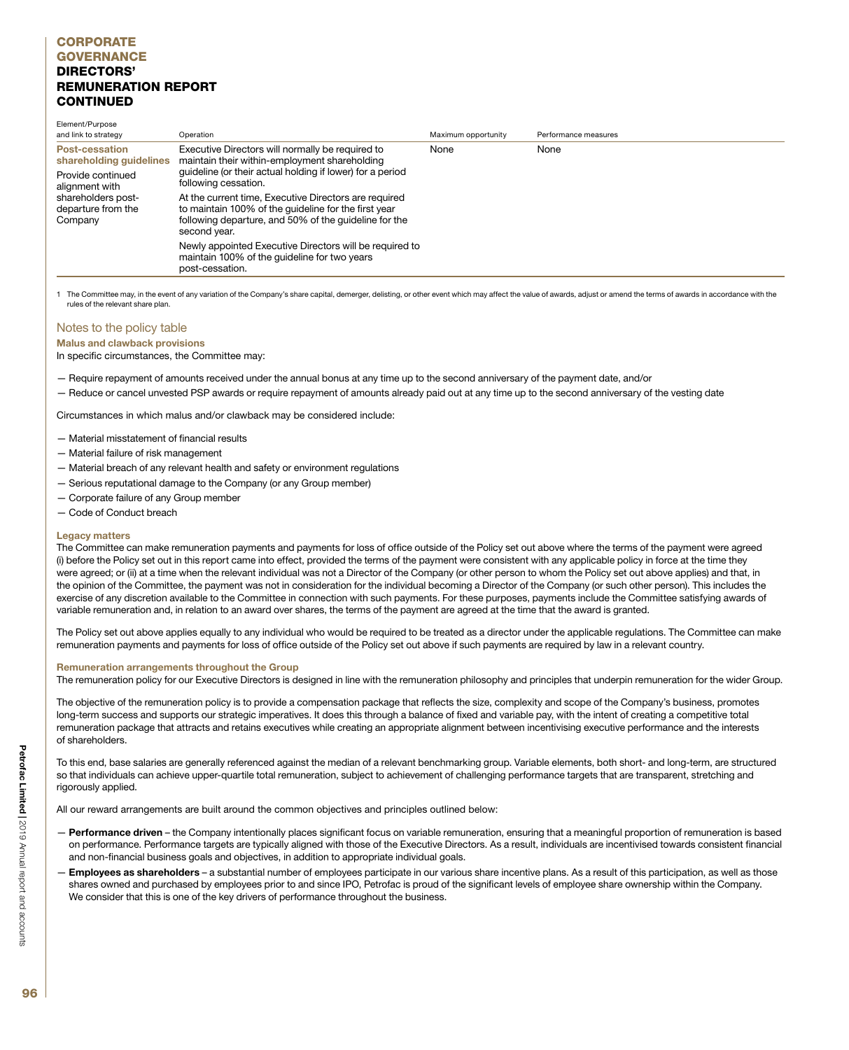# CORPORATE GOVERNANCE
## DIRECTORS' REMUNERATION REPORT CONTINUED

| Element/Purpose and link to strategy | Operation | Maximum opportunity | Performance measures |
|---|---|---|---|
| **Post-cessation shareholding guidelines**<br>Provide continued alignment with shareholders post-departure from the Company | Executive Directors will normally be required to maintain their within-employment shareholding guideline (or their actual holding if lower) for a period following cessation.<br>At the current time, Executive Directors are required to maintain 100% of the guideline for the first year following departure, and 50% of the guideline for the second year.<br>Newly appointed Executive Directors will be required to maintain 100% of the guideline for two years post-cessation. | None | None |

1 The Committee may, in the event of any variation of the Company's share capital, demerger, delisting, or other event which may affect the value of awards, adjust or amend the terms of awards in accordance with the rules of the relevant share plan.

## Notes to the policy table

### Malus and clawback provisions

In specific circumstances, the Committee may:

- Require repayment of amounts received under the annual bonus at any time up to the second anniversary of the payment date, and/or
- Reduce or cancel unvested PSP awards or require repayment of amounts already paid out at any time up to the second anniversary of the vesting date

Circumstances in which malus and/or clawback may be considered include:

- Material misstatement of financial results
- Material failure of risk management
- Material breach of any relevant health and safety or environment regulations
- Serious reputational damage to the Company (or any Group member)
- Corporate failure of any Group member
- Code of Conduct breach

### Legacy matters

The Committee can make remuneration payments and payments for loss of office outside of the Policy set out above where the terms of the payment were agreed (i) before the Policy set out in this report came into effect, provided the terms of the payment were consistent with any applicable policy in force at the time they were agreed; or (ii) at a time when the relevant individual was not a Director of the Company (or other person to whom the Policy set out above applies) and that, in the opinion of the Committee, the payment was not in consideration for the individual becoming a Director of the Company (or such other person). This includes the exercise of any discretion available to the Committee in connection with such payments. For these purposes, payments include the Committee satisfying awards of variable remuneration and, in relation to an award over shares, the terms of the payment are agreed at the time that the award is granted.

The Policy set out above applies equally to any individual who would be required to be treated as a director under the applicable regulations. The Committee can make remuneration payments and payments for loss of office outside of the Policy set out above if such payments are required by law in a relevant country.

### Remuneration arrangements throughout the Group

The remuneration policy for our Executive Directors is designed in line with the remuneration philosophy and principles that underpin remuneration for the wider Group.

The objective of the remuneration policy is to provide a compensation package that reflects the size, complexity and scope of the Company's business, promotes long-term success and supports our strategic imperatives. It does this through a balance of fixed and variable pay, with the intent of creating a competitive total remuneration package that attracts and retains executives while creating an appropriate alignment between incentivising executive performance and the interests of shareholders.

To this end, base salaries are generally referenced against the median of a relevant benchmarking group. Variable elements, both short- and long-term, are structured so that individuals can achieve upper-quartile total remuneration, subject to achievement of challenging performance targets that are transparent, stretching and rigorously applied.

All our reward arrangements are built around the common objectives and principles outlined below:

- **Performance driven** – the Company intentionally places significant focus on variable remuneration, ensuring that a meaningful proportion of remuneration is based on performance. Performance targets are typically aligned with those of the Executive Directors. As a result, individuals are incentivised towards consistent financial and non-financial business goals and objectives, in addition to appropriate individual goals.
- **Employees as shareholders** – a substantial number of employees participate in our various share incentive plans. As a result of this participation, as well as those shares owned and purchased by employees prior to and since IPO, Petrofac is proud of the significant levels of employee share ownership within the Company. We consider that this is one of the key drivers of performance throughout the business.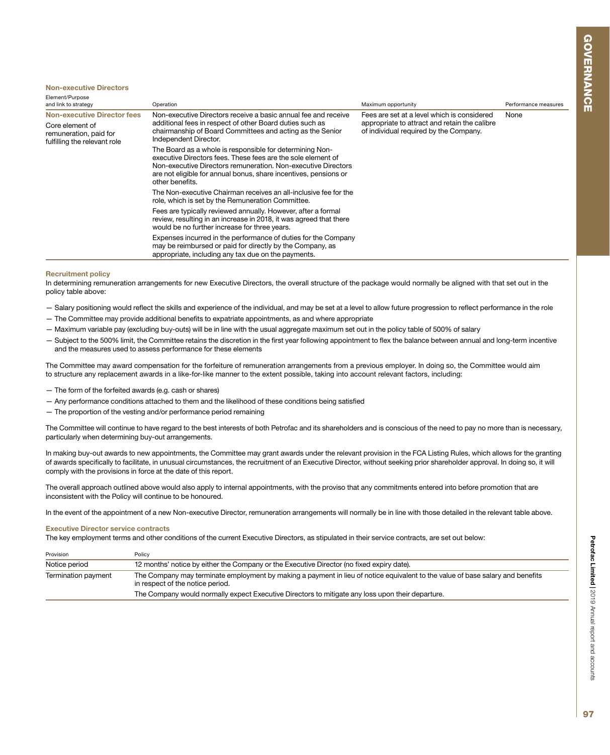### Non-executive Directors

| Element/Purpose and link to strategy | Operation | Maximum opportunity | Performance measures |
|---|---|---|---|
| **Non-executive Director fees**<br>Core element of remuneration, paid for fulfilling the relevant role | Non-executive Directors receive a basic annual fee and receive additional fees in respect of other Board duties such as chairmanship of Board Committees and acting as the Senior Independent Director.<br><br>The Board as a whole is responsible for determining Non-executive Directors fees. These fees are the sole element of Non-executive Directors remuneration. Non-executive Directors are not eligible for annual bonus, share incentives, pensions or other benefits.<br><br>The Non-executive Chairman receives an all-inclusive fee for the role, which is set by the Remuneration Committee.<br><br>Fees are typically reviewed annually. However, after a formal review, resulting in an increase in 2018, it was agreed that there would be no further increase for three years.<br><br>Expenses incurred in the performance of duties for the Company may be reimbursed or paid for directly by the Company, as appropriate, including any tax due on the payments. | Fees are set at a level which is considered appropriate to attract and retain the calibre of individual required by the Company. | None |

### Recruitment policy

In determining remuneration arrangements for new Executive Directors, the overall structure of the package would normally be aligned with that set out in the policy table above:

- Salary positioning would reflect the skills and experience of the individual, and may be set at a level to allow future progression to reflect performance in the role
- The Committee may provide additional benefits to expatriate appointments, as and where appropriate
- Maximum variable pay (excluding buy-outs) will be in line with the usual aggregate maximum set out in the policy table of 500% of salary
- Subject to the 500% limit, the Committee retains the discretion in the first year following appointment to flex the balance between annual and long-term incentive and the measures used to assess performance for these elements

The Committee may award compensation for the forfeiture of remuneration arrangements from a previous employer. In doing so, the Committee would aim to structure any replacement awards in a like-for-like manner to the extent possible, taking into account relevant factors, including:

- The form of the forfeited awards (e.g. cash or shares)
- Any performance conditions attached to them and the likelihood of these conditions being satisfied
- The proportion of the vesting and/or performance period remaining

The Committee will continue to have regard to the best interests of both Petrofac and its shareholders and is conscious of the need to pay no more than is necessary, particularly when determining buy-out arrangements.

In making buy-out awards to new appointments, the Committee may grant awards under the relevant provision in the FCA Listing Rules, which allows for the granting of awards specifically to facilitate, in unusual circumstances, the recruitment of an Executive Director, without seeking prior shareholder approval. In doing so, it will comply with the provisions in force at the date of this report.

The overall approach outlined above would also apply to internal appointments, with the proviso that any commitments entered into before promotion that are inconsistent with the Policy will continue to be honoured.

In the event of the appointment of a new Non-executive Director, remuneration arrangements will normally be in line with those detailed in the relevant table above.

### Executive Director service contracts

The key employment terms and other conditions of the current Executive Directors, as stipulated in their service contracts, are set out below:

| Provision | Policy |
|---|---|
| Notice period | 12 months' notice by either the Company or the Executive Director (no fixed expiry date). |
| Termination payment | The Company may terminate employment by making a payment in lieu of notice equivalent to the value of base salary and benefits in respect of the notice period.<br><br>The Company would normally expect Executive Directors to mitigate any loss upon their departure. |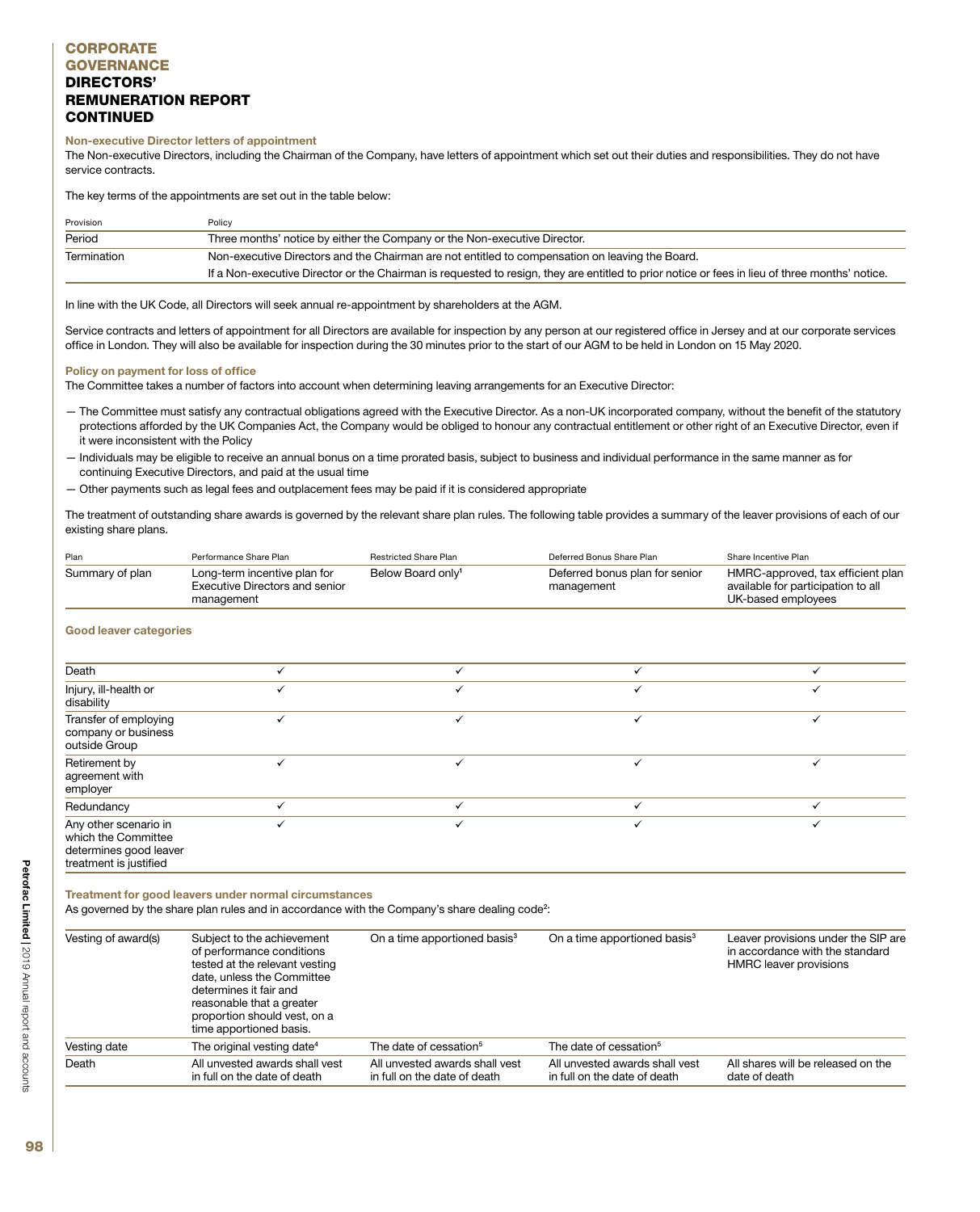# CORPORATE GOVERNANCE
# DIRECTORS' REMUNERATION REPORT CONTINUED

### Non-executive Director letters of appointment

The Non-executive Directors, including the Chairman of the Company, have letters of appointment which set out their duties and responsibilities. They do not have service contracts.

The key terms of the appointments are set out in the table below:

| Provision | Policy |
|---|---|
| Period | Three months' notice by either the Company or the Non-executive Director. |
| Termination | Non-executive Directors and the Chairman are not entitled to compensation on leaving the Board. |
| | If a Non-executive Director or the Chairman is requested to resign, they are entitled to prior notice or fees in lieu of three months' notice. |

In line with the UK Code, all Directors will seek annual re-appointment by shareholders at the AGM.

Service contracts and letters of appointment for all Directors are available for inspection by any person at our registered office in Jersey and at our corporate services office in London. They will also be available for inspection during the 30 minutes prior to the start of our AGM to be held in London on 15 May 2020.

### Policy on payment for loss of office

The Committee takes a number of factors into account when determining leaving arrangements for an Executive Director:

- The Committee must satisfy any contractual obligations agreed with the Executive Director. As a non-UK incorporated company, without the benefit of the statutory protections afforded by the UK Companies Act, the Company would be obliged to honour any contractual entitlement or other right of an Executive Director, even if it were inconsistent with the Policy
- Individuals may be eligible to receive an annual bonus on a time prorated basis, subject to business and individual performance in the same manner as for continuing Executive Directors, and paid at the usual time
- Other payments such as legal fees and outplacement fees may be paid if it is considered appropriate

The treatment of outstanding share awards is governed by the relevant share plan rules. The following table provides a summary of the leaver provisions of each of our existing share plans.

| Plan | Performance Share Plan | Restricted Share Plan | Deferred Bonus Share Plan | Share Incentive Plan |
|---|---|---|---|---|
| Summary of plan | Long-term incentive plan for Executive Directors and senior management | Below Board only[1] | Deferred bonus plan for senior management | HMRC-approved, tax efficient plan available for participation to all UK-based employees |

### Good leaver categories

| | Performance Share Plan | Restricted Share Plan | Deferred Bonus Share Plan | Share Incentive Plan |
|---|---|---|---|---|
| Death | ✓ | ✓ | ✓ | ✓ |
| Injury, ill-health or disability | ✓ | ✓ | ✓ | ✓ |
| Transfer of employing company or business outside Group | ✓ | ✓ | ✓ | ✓ |
| Retirement by agreement with employer | ✓ | ✓ | ✓ | ✓ |
| Redundancy | ✓ | ✓ | ✓ | ✓ |
| Any other scenario in which the Committee determines good leaver treatment is justified | ✓ | ✓ | ✓ | ✓ |

### Treatment for good leavers under normal circumstances

As governed by the share plan rules and in accordance with the Company's share dealing code[2]:

| | Performance Share Plan | Restricted Share Plan | Deferred Bonus Share Plan | Share Incentive Plan |
|---|---|---|---|---|
| Vesting of award(s) | Subject to the achievement of performance conditions tested at the relevant vesting date, unless the Committee determines it fair and reasonable that a greater proportion should vest, on a time apportioned basis. | On a time apportioned basis[3] | On a time apportioned basis[3] | Leaver provisions under the SIP are in accordance with the standard HMRC leaver provisions |
| Vesting date | The original vesting date[4] | The date of cessation[5] | The date of cessation[5] | |
| Death | All unvested awards shall vest in full on the date of death | All unvested awards shall vest in full on the date of death | All unvested awards shall vest in full on the date of death | All shares will be released on the date of death |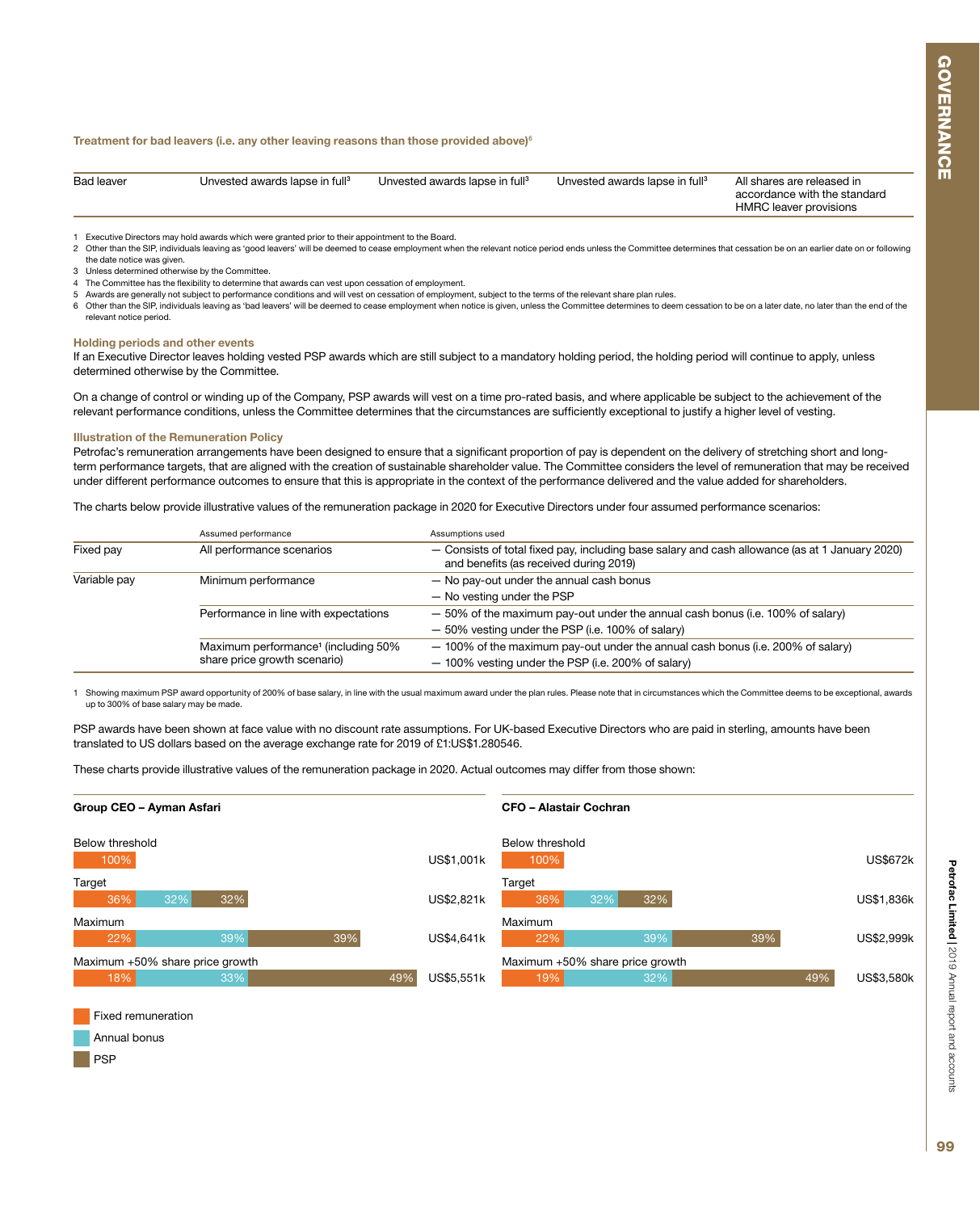**Treatment for bad leavers (i.e. any other leaving reasons than those provided above)[6]**

| | | | | |
|---|---|---|---|---|
| Bad leaver | Unvested awards lapse in full[3] | Unvested awards lapse in full[3] | Unvested awards lapse in full[3] | All shares are released in accordance with the standard HMRC leaver provisions |

1 Executive Directors may hold awards which were granted prior to their appointment to the Board.
2 Other than the SIP, individuals leaving as 'good leavers' will be deemed to cease employment when the relevant notice period ends unless the Committee determines that cessation be on an earlier date on or following the date notice was given.
3 Unless determined otherwise by the Committee.
4 The Committee has the flexibility to determine that awards can vest upon cessation of employment.
5 Awards are generally not subject to performance conditions and will vest on cessation of employment, subject to the terms of the relevant share plan rules.
6 Other than the SIP, individuals leaving as 'bad leavers' will be deemed to cease employment when notice is given, unless the Committee determines to deem cessation to be on a later date, no later than the end of the relevant notice period.

### Holding periods and other events

If an Executive Director leaves holding vested PSP awards which are still subject to a mandatory holding period, the holding period will continue to apply, unless determined otherwise by the Committee.

On a change of control or winding up of the Company, PSP awards will vest on a time pro-rated basis, and where applicable be subject to the achievement of the relevant performance conditions, unless the Committee determines that the circumstances are sufficiently exceptional to justify a higher level of vesting.

### Illustration of the Remuneration Policy

Petrofac's remuneration arrangements have been designed to ensure that a significant proportion of pay is dependent on the delivery of stretching short and long-term performance targets, that are aligned with the creation of sustainable shareholder value. The Committee considers the level of remuneration that may be received under different performance outcomes to ensure that this is appropriate in the context of the performance delivered and the value added for shareholders.

The charts below provide illustrative values of the remuneration package in 2020 for Executive Directors under four assumed performance scenarios:

| | Assumed performance | Assumptions used |
|---|---|---|
| Fixed pay | All performance scenarios | — Consists of total fixed pay, including base salary and cash allowance (as at 1 January 2020) and benefits (as received during 2019) |
| Variable pay | Minimum performance | — No pay-out under the annual cash bonus<br>— No vesting under the PSP |
| | Performance in line with expectations | — 50% of the maximum pay-out under the annual cash bonus (i.e. 100% of salary)<br>— 50% vesting under the PSP (i.e. 100% of salary) |
| | Maximum performance[1] (including 50% share price growth scenario) | — 100% of the maximum pay-out under the annual cash bonus (i.e. 200% of salary)<br>— 100% vesting under the PSP (i.e. 200% of salary) |

1 Showing maximum PSP award opportunity of 200% of base salary, in line with the usual maximum award under the plan rules. Please note that in circumstances which the Committee deems to be exceptional, awards up to 300% of base salary may be made.

PSP awards have been shown at face value with no discount rate assumptions. For UK-based Executive Directors who are paid in sterling, amounts have been translated to US dollars based on the average exchange rate for 2019 of £1:US$1.280546.

These charts provide illustrative values of the remuneration package in 2020. Actual outcomes may differ from those shown:

**Group CEO – Ayman Asafari**

| Scenario | Fixed remuneration | Annual bonus | PSP | Total |
|---|---|---|---|---|
| Below threshold | 100% | | | US$1,001k |
| Target | 36% | 32% | 32% | US$2,821k |
| Maximum | 22% | 39% | 39% | US$4,641k |
| Maximum +50% share price growth | 18% | 33% | 49% | US$5,551k |

**CFO – Alastair Cochran**

| Scenario | Fixed remuneration | Annual bonus | PSP | Total |
|---|---|---|---|---|
| Below threshold | 100% | | | US$672k |
| Target | 36% | 32% | 32% | US$1,836k |
| Maximum | 22% | 39% | 39% | US$2,999k |
| Maximum +50% share price growth | 19% | 32% | 49% | US$3,580k |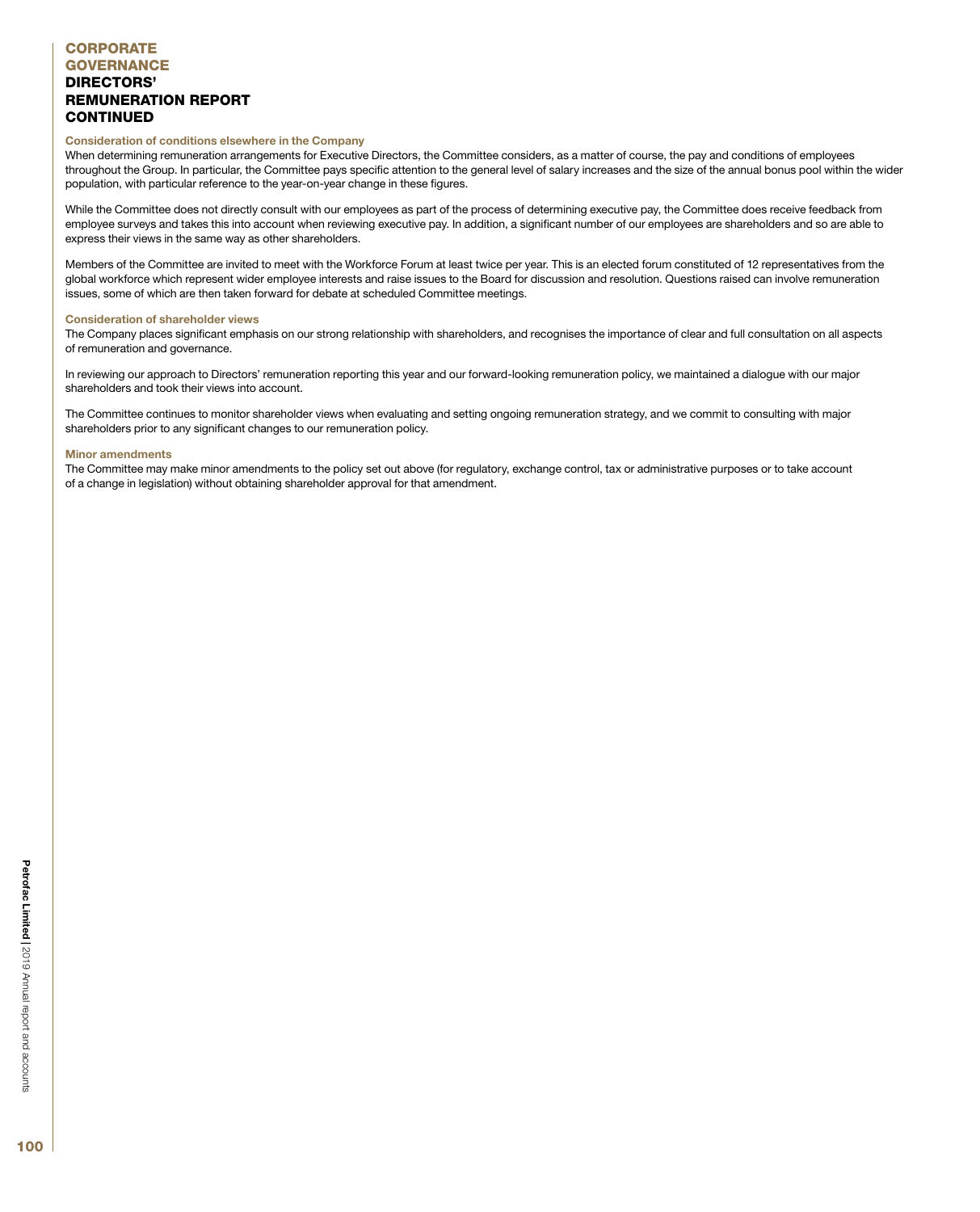# CORPORATE GOVERNANCE

## DIRECTORS' REMUNERATION REPORT CONTINUED

### Consideration of conditions elsewhere in the Company

When determining remuneration arrangements for Executive Directors, the Committee considers, as a matter of course, the pay and conditions of employees throughout the Group. In particular, the Committee pays specific attention to the general level of salary increases and the size of the annual bonus pool within the wider population, with particular reference to the year-on-year change in these figures.

While the Committee does not directly consult with our employees as part of the process of determining executive pay, the Committee does receive feedback from employee surveys and takes this into account when reviewing executive pay. In addition, a significant number of our employees are shareholders and so are able to express their views in the same way as other shareholders.

Members of the Committee are invited to meet with the Workforce Forum at least twice per year. This is an elected forum constituted of 12 representatives from the global workforce which represent wider employee interests and raise issues to the Board for discussion and resolution. Questions raised can involve remuneration issues, some of which are then taken forward for debate at scheduled Committee meetings.

### Consideration of shareholder views

The Company places significant emphasis on our strong relationship with shareholders, and recognises the importance of clear and full consultation on all aspects of remuneration and governance.

In reviewing our approach to Directors' remuneration reporting this year and our forward-looking remuneration policy, we maintained a dialogue with our major shareholders and took their views into account.

The Committee continues to monitor shareholder views when evaluating and setting ongoing remuneration strategy, and we commit to consulting with major shareholders prior to any significant changes to our remuneration policy.

### Minor amendments

The Committee may make minor amendments to the policy set out above (for regulatory, exchange control, tax or administrative purposes or to take account of a change in legislation) without obtaining shareholder approval for that amendment.